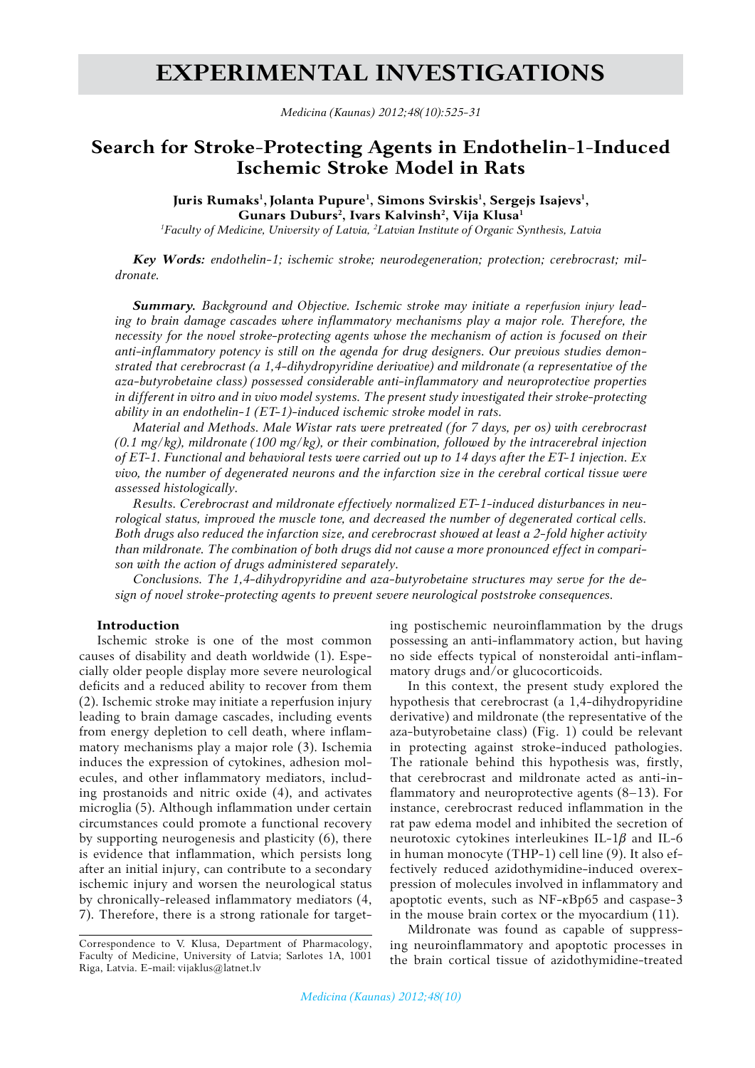# EXPERIMENTAL INVESTIGATIONS

## Search for Stroke-Protecting Agents in Endothelin-1-Induced Ischemic Stroke Model in Rats

**Juris Rumaks[1], Jolanta Pupure[1], Simons Svirskis[1], Sergejs Isajevs[1], Gunars Duburs[2], Ivars Kalvinsh[2], Vija Klusa[1]**

*[1]Faculty of Medicine, University of Latvia, [2]Latvian Institute of Organic Synthesis, Latvia*

***Key Words:*** *endothelin-1; ischemic stroke; neurodegeneration; protection; cerebrocrast; mildronate.*

***Summary.*** *Background and Objective. Ischemic stroke may initiate a reperfusion injury leading to brain damage cascades where inflammatory mechanisms play a major role. Therefore, the necessity for the novel stroke-protecting agents whose the mechanism of action is focused on their anti-inflammatory potency is still on the agenda for drug designers. Our previous studies demonstrated that cerebrocrast (a 1,4-dihydropyridine derivative) and mildronate (a representative of the aza-butyrobetaine class) possessed considerable anti-inflammatory and neuroprotective properties in different in vitro and in vivo model systems. The present study investigated their stroke-protecting ability in an endothelin-1 (ET-1)-induced ischemic stroke model in rats.*

*Material and Methods. Male Wistar rats were pretreated (for 7 days, per os) with cerebrocrast (0.1 mg/kg), mildronate (100 mg/kg), or their combination, followed by the intracerebral injection of ET-1. Functional and behavioral tests were carried out up to 14 days after the ET-1 injection. Ex vivo, the number of degenerated neurons and the infarction size in the cerebral cortical tissue were assessed histologically.*

*Results. Cerebrocrast and mildronate effectively normalized ET-1-induced disturbances in neurological status, improved the muscle tone, and decreased the number of degenerated cortical cells. Both drugs also reduced the infarction size, and cerebrocrast showed at least a 2-fold higher activity than mildronate. The combination of both drugs did not cause a more pronounced effect in comparison with the action of drugs administered separately.*

*Conclusions. The 1,4-dihydropyridine and aza-butyrobetaine structures may serve for the design of novel stroke-protecting agents to prevent severe neurological poststroke consequences.*

### Introduction

Ischemic stroke is one of the most common causes of disability and death worldwide (1). Especially older people display more severe neurological deficits and a reduced ability to recover from them (2). Ischemic stroke may initiate a reperfusion injury leading to brain damage cascades, including events from energy depletion to cell death, where inflammatory mechanisms play a major role (3). Ischemia induces the expression of cytokines, adhesion molecules, and other inflammatory mediators, including prostanoids and nitric oxide (4), and activates microglia (5). Although inflammation under certain circumstances could promote a functional recovery by supporting neurogenesis and plasticity (6), there is evidence that inflammation, which persists long after an initial injury, can contribute to a secondary ischemic injury and worsen the neurological status by chronically-released inflammatory mediators (4, 7). Therefore, there is a strong rationale for targeting postischemic neuroinflammation by the drugs possessing an anti-inflammatory action, but having no side effects typical of nonsteroidal anti-inflammatory drugs and/or glucocorticoids.

In this context, the present study explored the hypothesis that cerebrocrast (a 1,4-dihydropyridine derivative) and mildronate (the representative of the aza-butyrobetaine class) (Fig. 1) could be relevant in protecting against stroke-induced pathologies. The rationale behind this hypothesis was, firstly, that cerebrocrast and mildronate acted as anti-inflammatory and neuroprotective agents (8–13). For instance, cerebrocrast reduced inflammation in the rat paw edema model and inhibited the secretion of neurotoxic cytokines interleukines IL-1$\beta$ and IL-6 in human monocyte (THP-1) cell line (9). It also effectively reduced azidothymidine-induced overexpression of molecules involved in inflammatory and apoptotic events, such as NF-$\kappa$Bp65 and caspase-3 in the mouse brain cortex or the myocardium (11).

Mildronate was found as capable of suppressing neuroinflammatory and apoptotic processes in the brain cortical tissue of azidothymidine-treated

Correspondence to V. Klusa, Department of Pharmacology, Faculty of Medicine, University of Latvia; Sarlotes 1A, 1001 Riga, Latvia. E-mail: vijaklus@latnet.lv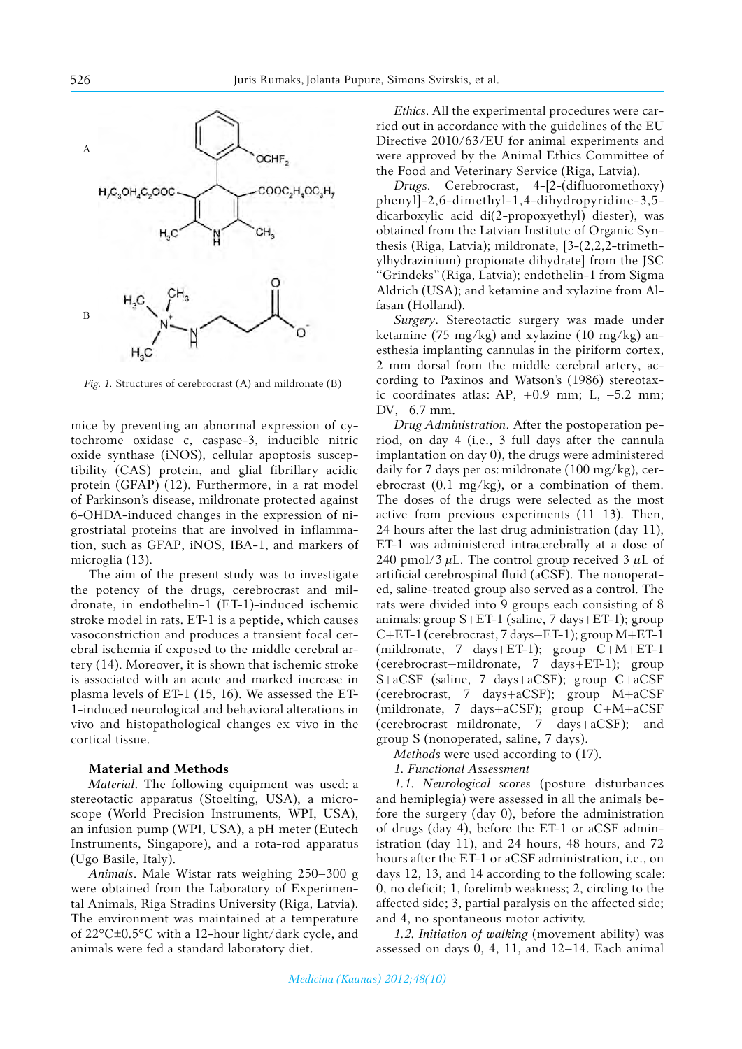Fig. 1. Structures of cerebrocrast (A) and mildronate (B)

mice by preventing an abnormal expression of cytochrome oxidase c, caspase-3, inducible nitric oxide synthase (iNOS), cellular apoptosis susceptibility (CAS) protein, and glial fibrillary acidic protein (GFAP) (12). Furthermore, in a rat model of Parkinson's disease, mildronate protected against 6-OHDA-induced changes in the expression of nigrostriatal proteins that are involved in inflammation, such as GFAP, iNOS, IBA-1, and markers of microglia (13).

The aim of the present study was to investigate the potency of the drugs, cerebrocrast and mildronate, in endothelin-1 (ET-1)-induced ischemic stroke model in rats. ET-1 is a peptide, which causes vasoconstriction and produces a transient focal cerebral ischemia if exposed to the middle cerebral artery (14). Moreover, it is shown that ischemic stroke is associated with an acute and marked increase in plasma levels of ET-1 (15, 16). We assessed the ET-1-induced neurological and behavioral alterations in vivo and histopathological changes ex vivo in the cortical tissue.

## Material and Methods

*Material*. The following equipment was used: a stereotactic apparatus (Stoelting, USA), a microscope (World Precision Instruments, WPI, USA), an infusion pump (WPI, USA), a pH meter (Eutech Instruments, Singapore), and a rota-rod apparatus (Ugo Basile, Italy).

*Animals*. Male Wistar rats weighing 250–300 g were obtained from the Laboratory of Experimental Animals, Riga Stradins University (Riga, Latvia). The environment was maintained at a temperature of 22°C±0.5°C with a 12-hour light/dark cycle, and animals were fed a standard laboratory diet.

*Ethics*. All the experimental procedures were carried out in accordance with the guidelines of the EU Directive 2010/63/EU for animal experiments and were approved by the Animal Ethics Committee of the Food and Veterinary Service (Riga, Latvia).

*Drugs*. Cerebrocrast, 4-[2-(difluoromethoxy) phenyl]-2,6-dimethyl-1,4-dihydropyridine-3,5-dicarboxylic acid di(2-propoxyethyl) diester), was obtained from the Latvian Institute of Organic Synthesis (Riga, Latvia); mildronate, [3-(2,2,2-trimethylhydrazinium) propionate dihydrate] from the JSC "Grindeks" (Riga, Latvia); endothelin-1 from Sigma Aldrich (USA); and ketamine and xylazine from Alfasan (Holland).

*Surgery*. Stereotactic surgery was made under ketamine (75 mg/kg) and xylazine (10 mg/kg) anesthesia implanting cannulas in the piriform cortex, 2 mm dorsal from the middle cerebral artery, according to Paxinos and Watson's (1986) stereotaxic coordinates atlas: AP, +0.9 mm; L, –5.2 mm; DV, –6.7 mm.

*Drug Administration*. After the postoperation period, on day 4 (i.e., 3 full days after the cannula implantation on day 0), the drugs were administered daily for 7 days per os: mildronate (100 mg/kg), cerebrocrast (0.1 mg/kg), or a combination of them. The doses of the drugs were selected as the most active from previous experiments (11–13). Then, 24 hours after the last drug administration (day 11), ET-1 was administered intracerebrally at a dose of 240 pmol/3 $\mu$L. The control group received 3 $\mu$L of artificial cerebrospinal fluid (aCSF). The nonoperated, saline-treated group also served as a control. The rats were divided into 9 groups each consisting of 8 animals: group S+ET-1 (saline, 7 days+ET-1); group C+ET-1 (cerebrocrast, 7 days+ET-1); group M+ET-1 (mildronate, 7 days+ET-1); group C+M+ET-1 (cerebrocrast+mildronate, 7 days+ET-1); group S+aCSF (saline, 7 days+aCSF); group C+aCSF (cerebrocrast, 7 days+aCSF); group M+aCSF (mildronate, 7 days+aCSF); group C+M+aCSF (cerebrocrast+mildronate, 7 days+aCSF); and group S (nonoperated, saline, 7 days).

*Methods* were used according to (17).

*1. Functional Assessment*

*1.1. Neurological scores* (posture disturbances and hemiplegia) were assessed in all the animals before the surgery (day 0), before the administration of drugs (day 4), before the ET-1 or aCSF administration (day 11), and 24 hours, 48 hours, and 72 hours after the ET-1 or aCSF administration, i.e., on days 12, 13, and 14 according to the following scale: 0, no deficit; 1, forelimb weakness; 2, circling to the affected side; 3, partial paralysis on the affected side; and 4, no spontaneous motor activity.

*1.2. Initiation of walking* (movement ability) was assessed on days 0, 4, 11, and 12–14. Each animal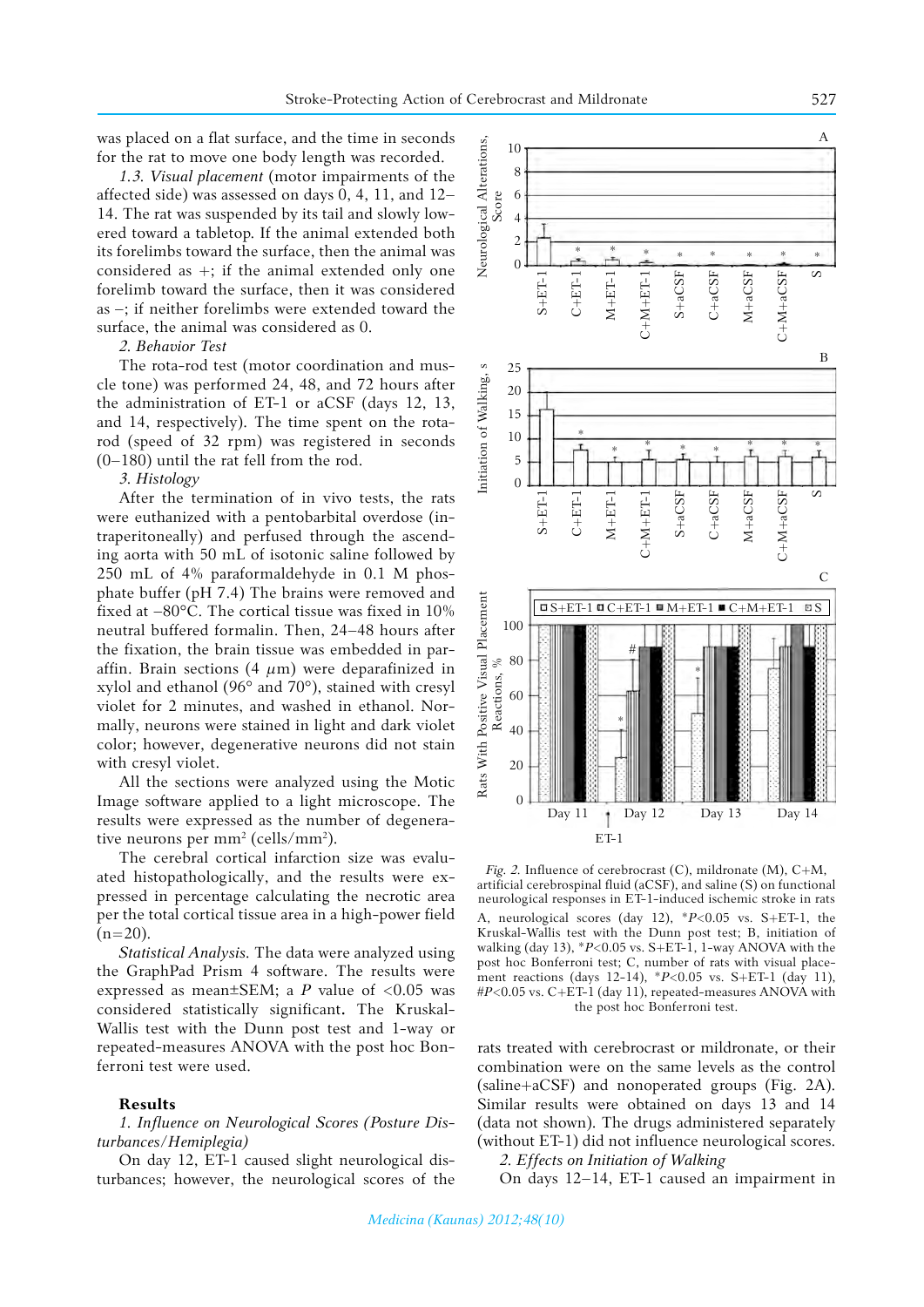was placed on a flat surface, and the time in seconds for the rat to move one body length was recorded.

*1.3. Visual placement* (motor impairments of the affected side) was assessed on days 0, 4, 11, and 12–14. The rat was suspended by its tail and slowly lowered toward a tabletop. If the animal extended both its forelimbs toward the surface, then the animal was considered as +; if the animal extended only one forelimb toward the surface, then it was considered as –; if neither forelimbs were extended toward the surface, the animal was considered as 0.

*2. Behavior Test*

The rota-rod test (motor coordination and muscle tone) was performed 24, 48, and 72 hours after the administration of ET-1 or aCSF (days 12, 13, and 14, respectively). The time spent on the rota-rod (speed of 32 rpm) was registered in seconds (0–180) until the rat fell from the rod.

*3. Histology*

After the termination of in vivo tests, the rats were euthanized with a pentobarbital overdose (intraperitoneally) and perfused through the ascending aorta with 50 mL of isotonic saline followed by 250 mL of 4% paraformaldehyde in 0.1 M phosphate buffer (pH 7.4) The brains were removed and fixed at –80°C. The cortical tissue was fixed in 10% neutral buffered formalin. Then, 24–48 hours after the fixation, the brain tissue was embedded in paraffin. Brain sections (4 $\mu$m) were deparafinized in xylol and ethanol (96° and 70°), stained with cresyl violet for 2 minutes, and washed in ethanol. Normally, neurons were stained in light and dark violet color; however, degenerative neurons did not stain with cresyl violet.

All the sections were analyzed using the Motic Image software applied to a light microscope. The results were expressed as the number of degenerative neurons per mm$^2$ (cells/mm$^2$).

The cerebral cortical infarction size was evaluated histopathologically, and the results were expressed in percentage calculating the necrotic area per the total cortical tissue area in a high-power field (n=20).

*Statistical Analysis.* The data were analyzed using the GraphPad Prism 4 software. The results were expressed as mean±SEM; a *P* value of <0.05 was considered statistically significant. The Kruskal-Wallis test with the Dunn post test and 1-way or repeated-measures ANOVA with the post hoc Bonferroni test were used.

## Results

*1. Influence on Neurological Scores (Posture Disturbances/Hemiplegia)*

On day 12, ET-1 caused slight neurological disturbances; however, the neurological scores of the rats treated with cerebrocrast or mildronate, or their combination were on the same levels as the control (saline+aCSF) and nonoperated groups (Fig. 2A). Similar results were obtained on days 13 and 14 (data not shown). The drugs administered separately (without ET-1) did not influence neurological scores.

*2. Effects on Initiation of Walking*

On days 12–14, ET-1 caused an impairment in

*Fig. 2.* Influence of cerebrocrast (C), mildronate (M), C+M, artificial cerebrospinal fluid (aCSF), and saline (S) on functional neurological responses in ET-1-induced ischemic stroke in rats

A, neurological scores (day 12), *$P$<0.05 vs. S+ET-1, the Kruskal-Wallis test with the Dunn post test; B, initiation of walking (day 13), *$P$<0.05 vs. S+ET-1, 1-way ANOVA with the post hoc Bonferroni test; C, number of rats with visual placement reactions (days 12–14), *$P$<0.05 vs. S+ET-1 (day 11), #$P$<0.05 vs. C+ET-1 (day 11), repeated-measures ANOVA with the post hoc Bonferroni test.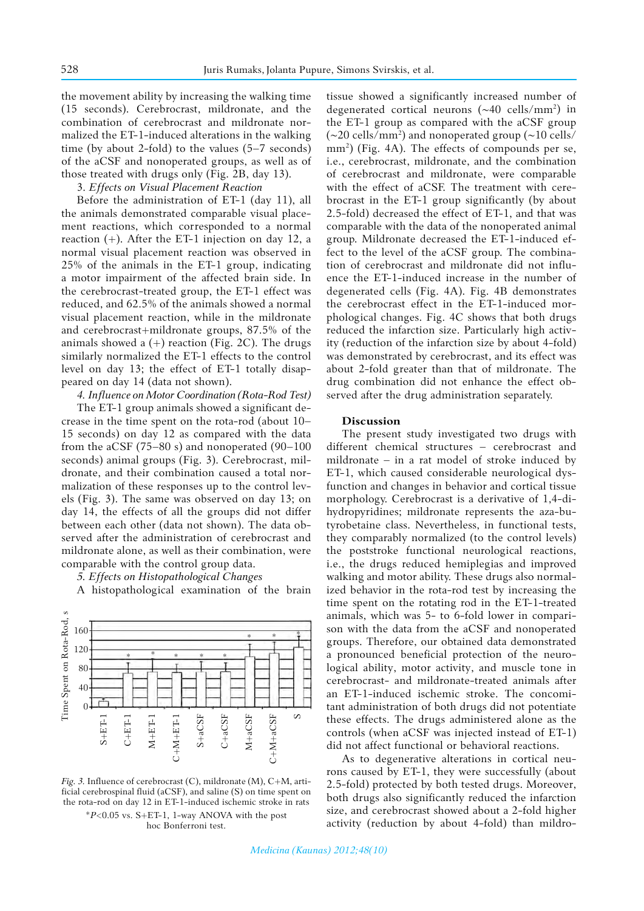the movement ability by increasing the walking time (15 seconds). Cerebrocrast, mildronate, and the combination of cerebrocrast and mildronate normalized the ET-1-induced alterations in the walking time (by about 2-fold) to the values (5–7 seconds) of the aCSF and nonoperated groups, as well as of those treated with drugs only (Fig. 2B, day 13).

3. *Effects on Visual Placement Reaction*

Before the administration of ET-1 (day 11), all the animals demonstrated comparable visual placement reactions, which corresponded to a normal reaction (+). After the ET-1 injection on day 12, a normal visual placement reaction was observed in 25% of the animals in the ET-1 group, indicating a motor impairment of the affected brain side. In the cerebrocrast-treated group, the ET-1 effect was reduced, and 62.5% of the animals showed a normal visual placement reaction, while in the mildronate and cerebrocrast+mildronate groups, 87.5% of the animals showed a (+) reaction (Fig. 2C). The drugs similarly normalized the ET-1 effects to the control level on day 13; the effect of ET-1 totally disappeared on day 14 (data not shown).

4. *Influence on Motor Coordination (Rota-Rod Test)*

The ET-1 group animals showed a significant decrease in the time spent on the rota-rod (about 10–15 seconds) on day 12 as compared with the data from the aCSF (75–80 s) and nonoperated (90–100 seconds) animal groups (Fig. 3). Cerebrocrast, mildronate, and their combination caused a total normalization of these responses up to the control levels (Fig. 3). The same was observed on day 13; on day 14, the effects of all the groups did not differ between each other (data not shown). The data observed after the administration of cerebrocrast and mildronate alone, as well as their combination, were comparable with the control group data.

5. *Effects on Histopathological Changes*

A histopathological examination of the brain tissue showed a significantly increased number of degenerated cortical neurons (~40 cells/mm$^2$) in the ET-1 group as compared with the aCSF group (~20 cells/mm$^2$) and nonoperated group (~10 cells/mm$^2$) (Fig. 4A). The effects of compounds per se, i.e., cerebrocrast, mildronate, and the combination of cerebrocrast and mildronate, were comparable with the effect of aCSF. The treatment with cerebrocrast in the ET-1 group significantly (by about 2.5-fold) decreased the effect of ET-1, and that was comparable with the data of the nonoperated animal group. Mildronate decreased the ET-1-induced effect to the level of the aCSF group. The combination of cerebrocrast and mildronate did not influence the ET-1-induced increase in the number of degenerated cells (Fig. 4A). Fig. 4B demonstrates the cerebrocrast effect in the ET-1-induced morphological changes. Fig. 4C shows that both drugs reduced the infarction size. Particularly high activity (reduction of the infarction size by about 4-fold) was demonstrated by cerebrocrast, and its effect was about 2-fold greater than that of mildronate. The drug combination did not enhance the effect observed after the drug administration separately.

*Fig. 3.* Influence of cerebrocrast (C), mildronate (M), C+M, artificial cerebrospinal fluid (aCSF), and saline (S) on time spent on the rota-rod on day 12 in ET-1-induced ischemic stroke in rats

*$P<0.05$ vs. S+ET-1, 1-way ANOVA with the post hoc Bonferroni test.

## Discussion

The present study investigated two drugs with different chemical structures – cerebrocrast and mildronate – in a rat model of stroke induced by ET-1, which caused considerable neurological dysfunction and changes in behavior and cortical tissue morphology. Cerebrocrast is a derivative of 1,4-dihydropyridines; mildronate represents the aza-butyrobetaine class. Nevertheless, in functional tests, they comparably normalized (to the control levels) the poststroke functional neurological reactions, i.e., the drugs reduced hemiplegias and improved walking and motor ability. These drugs also normalized behavior in the rota-rod test by increasing the time spent on the rotating rod in the ET-1-treated animals, which was 5- to 6-fold lower in comparison with the data from the aCSF and nonoperated groups. Therefore, our obtained data demonstrated a pronounced beneficial protection of the neurological ability, motor activity, and muscle tone in cerebrocrast- and mildronate-treated animals after an ET-1-induced ischemic stroke. The concomitant administration of both drugs did not potentiate these effects. The drugs administered alone as the controls (when aCSF was injected instead of ET-1) did not affect functional or behavioral reactions.

As to degenerative alterations in cortical neurons caused by ET-1, they were successfully (about 2.5-fold) protected by both tested drugs. Moreover, both drugs also significantly reduced the infarction size, and cerebrocrast showed about a 2-fold higher activity (reduction by about 4-fold) than mildro-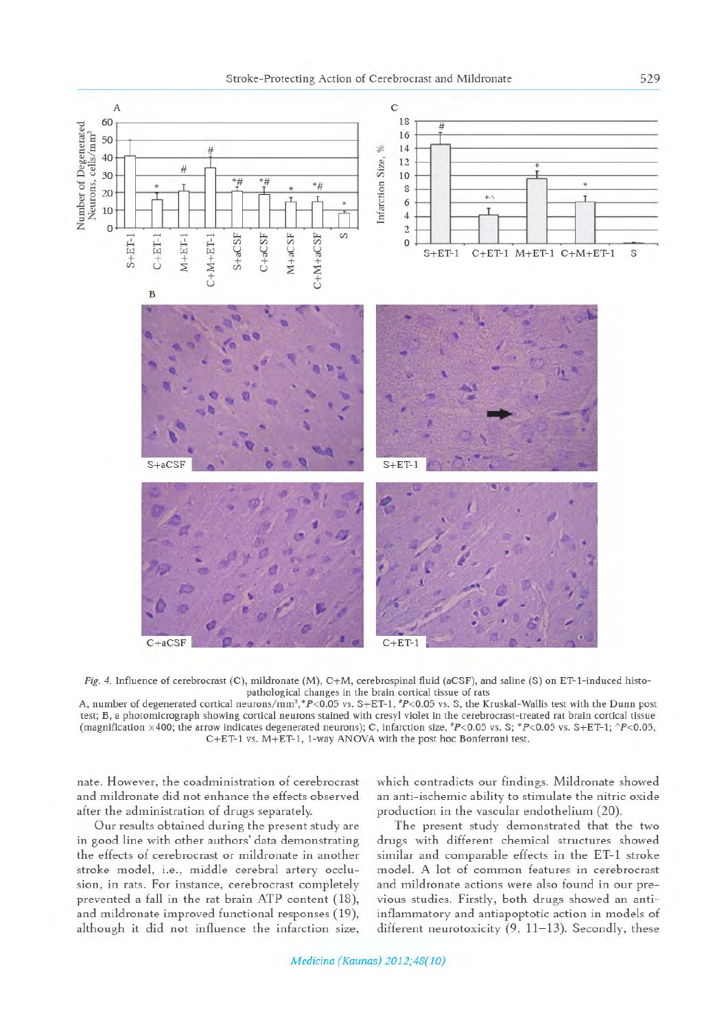*Fig. 4.* Influence of cerebrocrast (C), mildronate (M), C+M, cerebrospinal fluid (aCSF), and saline (S) on ET-1-induced histopathological changes in the brain cortical tissue of rats

A, number of degenerated cortical neurons/mm$^2$, \*$P$<0.05 vs. S+ET-1, #$P$<0.05 vs. S, the Kruskal-Wallis test with the Dunn post test; B, a photomicrograph showing cortical neurons stained with cresyl violet in the cerebrocrast-treated rat brain cortical tissue (magnification ×400; the arrow indicates degenerated neurons); C, infarction size, #$P$<0.05 vs. S; \*$P$<0.05 vs. S+ET-1; ^$P$<0.05, C+ET-1 vs. M+ET-1, 1-way ANOVA with the post hoc Bonferroni test.

nate. However, the coadministration of cerebrocrast and mildronate did not enhance the effects observed after the administration of drugs separately.

Our results obtained during the present study are in good line with other authors' data demonstrating the effects of cerebrocrast or mildronate in another stroke model, i.e., middle cerebral artery occlusion, in rats. For instance, cerebrocrast completely prevented a fall in the rat brain ATP content (18), and mildronate improved functional responses (19), although it did not influence the infarction size, which contradicts our findings. Mildronate showed an anti-ischemic ability to stimulate the nitric oxide production in the vascular endothelium (20).

The present study demonstrated that the two drugs with different chemical structures showed similar and comparable effects in the ET-1 stroke model. A lot of common features in cerebrocrast and mildronate actions were also found in our previous studies. Firstly, both drugs showed an anti-inflammatory and antiapoptotic action in models of different neurotoxicity (9, 11–13). Secondly, these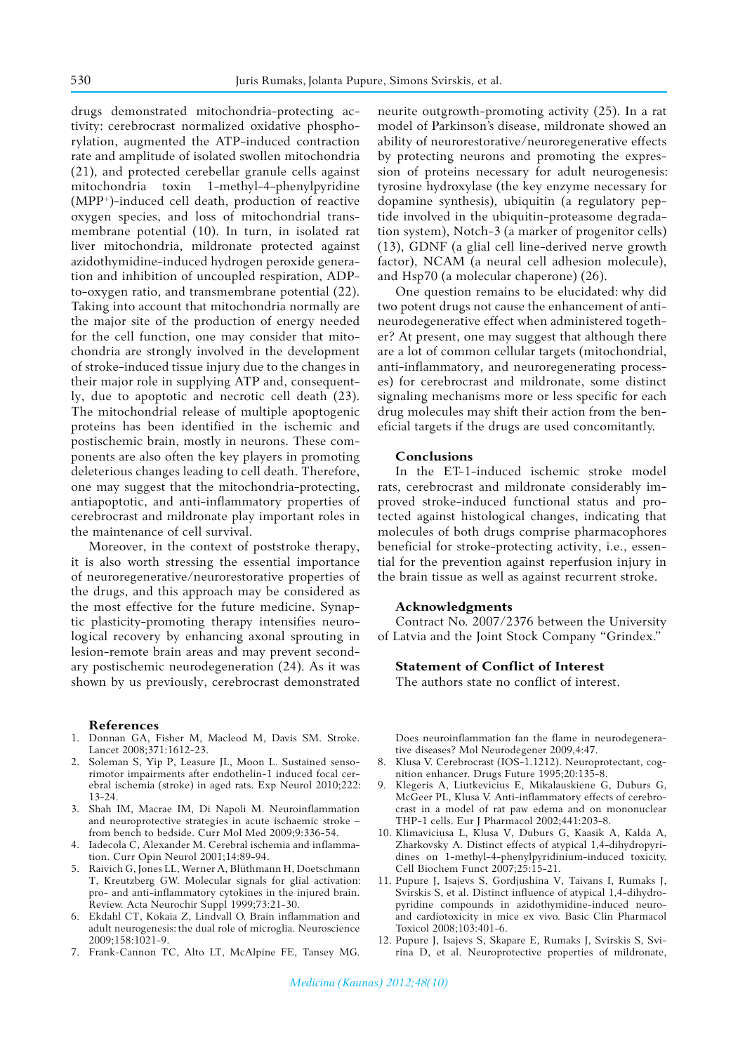drugs demonstrated mitochondria-protecting activity: cerebrocrast normalized oxidative phosphorylation, augmented the ATP-induced contraction rate and amplitude of isolated swollen mitochondria (21), and protected cerebellar granule cells against mitochondria toxin 1-methyl-4-phenylpyridine ($MPP^+$)-induced cell death, production of reactive oxygen species, and loss of mitochondrial transmembrane potential (10). In turn, in isolated rat liver mitochondria, mildronate protected against azidothymidine-induced hydrogen peroxide generation and inhibition of uncoupled respiration, ADP-to-oxygen ratio, and transmembrane potential (22). Taking into account that mitochondria normally are the major site of the production of energy needed for the cell function, one may consider that mitochondria are strongly involved in the development of stroke-induced tissue injury due to the changes in their major role in supplying ATP and, consequently, due to apoptotic and necrotic cell death (23). The mitochondrial release of multiple apoptogenic proteins has been identified in the ischemic and postischemic brain, mostly in neurons. These components are also often the key players in promoting deleterious changes leading to cell death. Therefore, one may suggest that the mitochondria-protecting, antiapoptotic, and anti-inflammatory properties of cerebrocrast and mildronate play important roles in the maintenance of cell survival.

Moreover, in the context of poststroke therapy, it is also worth stressing the essential importance of neuroregenerative/neurorestorative properties of the drugs, and this approach may be considered as the most effective for the future medicine. Synaptic plasticity-promoting therapy intensifies neurological recovery by enhancing axonal sprouting in lesion-remote brain areas and may prevent secondary postischemic neurodegeneration (24). As it was shown by us previously, cerebrocrast demonstrated neurite outgrowth-promoting activity (25). In a rat model of Parkinson's disease, mildronate showed an ability of neurorestorative/neuroregenerative effects by protecting neurons and promoting the expression of proteins necessary for adult neurogenesis: tyrosine hydroxylase (the key enzyme necessary for dopamine synthesis), ubiquitin (a regulatory peptide involved in the ubiquitin-proteasome degradation system), Notch-3 (a marker of progenitor cells) (13), GDNF (a glial cell line-derived nerve growth factor), NCAM (a neural cell adhesion molecule), and Hsp70 (a molecular chaperone) (26).

One question remains to be elucidated: why did two potent drugs not cause the enhancement of anti-neurodegenerative effect when administered together? At present, one may suggest that although there are a lot of common cellular targets (mitochondrial, anti-inflammatory, and neuroregenerating processes) for cerebrocrast and mildronate, some distinct signaling mechanisms more or less specific for each drug molecules may shift their action from the beneficial targets if the drugs are used concomitantly.

## Conclusions

In the ET-1-induced ischemic stroke model rats, cerebrocrast and mildronate considerably improved stroke-induced functional status and protected against histological changes, indicating that molecules of both drugs comprise pharmacophores beneficial for stroke-protecting activity, i.e., essential for the prevention against reperfusion injury in the brain tissue as well as against recurrent stroke.

## Acknowledgments

Contract No. 2007/2376 between the University of Latvia and the Joint Stock Company "Grindex."

## Statement of Conflict of Interest

The authors state no conflict of interest.

## References

1. Donnan GA, Fisher M, Macleod M, Davis SM. Stroke. Lancet 2008;371:1612-23.
2. Soleman S, Yip P, Leasure JL, Moon L. Sustained sensorimotor impairments after endothelin-1 induced focal cerebral ischemia (stroke) in aged rats. Exp Neurol 2010;222:13-24.
3. Shah IM, Macrae IM, Di Napoli M. Neuroinflammation and neuroprotective strategies in acute ischaemic stroke – from bench to bedside. Curr Mol Med 2009;9:336-54.
4. Iadecola C, Alexander M. Cerebral ischemia and inflammation. Curr Opin Neurol 2001;14:89-94.
5. Raivich G, Jones LL, Werner A, Blüthmann H, Doetschmann T, Kreutzberg GW. Molecular signals for glial activation: pro- and anti-inflammatory cytokines in the injured brain. Review. Acta Neurochir Suppl 1999;73:21-30.
6. Ekdahl CT, Kokaia Z, Lindvall O. Brain inflammation and adult neurogenesis: the dual role of microglia. Neuroscience 2009;158:1021-9.
7. Frank-Cannon TC, Alto LT, McAlpine FE, Tansey MG. Does neuroinflammation fan the flame in neurodegenerative diseases? Mol Neurodegener 2009,4:47.
8. Klusa V. Cerebrocrast (IOS-1.1212). Neuroprotectant, cognition enhancer. Drugs Future 1995;20:135-8.
9. Klegeris A, Liutkevicius E, Mikalauskiene G, Duburs G, McGeer PL, Klusa V. Anti-inflammatory effects of cerebrocrast in a model of rat paw edema and on mononuclear THP-1 cells. Eur J Pharmacol 2002;441:203-8.
10. Klimaviciusa L, Klusa V, Duburs G, Kaasik A, Kalda A, Zharkovsky A. Distinct effects of atypical 1,4-dihydropyridines on 1-methyl-4-phenylpyridinium-induced toxicity. Cell Biochem Funct 2007;25:15-21.
11. Pupure J, Isajevs S, Gordjushina V, Taivans I, Rumaks J, Svirskis S, et al. Distinct influence of atypical 1,4-dihydropyridine compounds in azidothymidine-induced neuro- and cardiotoxicity in mice ex vivo. Basic Clin Pharmacol Toxicol 2008;103:401-6.
12. Pupure J, Isajevs S, Skapare E, Rumaks J, Svirskis S, Svirina D, et al. Neuroprotective properties of mildronate,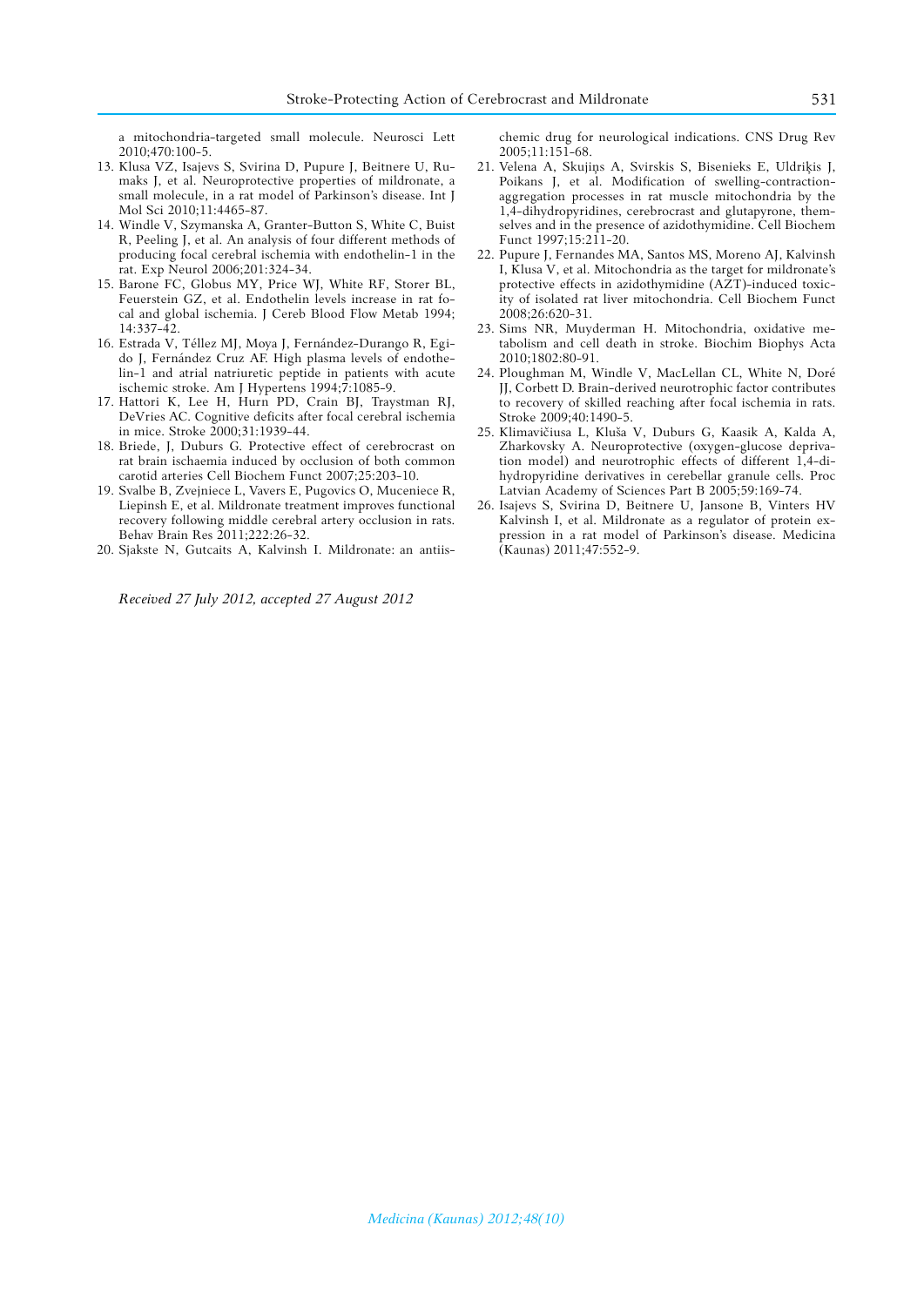a mitochondria-targeted small molecule. Neurosci Lett 2010;470:100-5.

13. Klusa VZ, Isajevs S, Svirina D, Pupure J, Beitnere U, Rumaks J, et al. Neuroprotective properties of mildronate, a small molecule, in a rat model of Parkinson's disease. Int J Mol Sci 2010;11:4465-87.
14. Windle V, Szymanska A, Granter-Button S, White C, Buist R, Peeling J, et al. An analysis of four different methods of producing focal cerebral ischemia with endothelin-1 in the rat. Exp Neurol 2006;201:324-34.
15. Barone FC, Globus MY, Price WJ, White RF, Storer BL, Feuerstein GZ, et al. Endothelin levels increase in rat focal and global ischemia. J Cereb Blood Flow Metab 1994; 14:337-42.
16. Estrada V, Téllez MJ, Moya J, Fernández-Durango R, Egido J, Fernández Cruz AF. High plasma levels of endothelin-1 and atrial natriuretic peptide in patients with acute ischemic stroke. Am J Hypertens 1994;7:1085-9.
17. Hattori K, Lee H, Hurn PD, Crain BJ, Traystman RJ, DeVries AC. Cognitive deficits after focal cerebral ischemia in mice. Stroke 2000;31:1939-44.
18. Briede, J, Duburs G. Protective effect of cerebrocrast on rat brain ischaemia induced by occlusion of both common carotid arteries Cell Biochem Funct 2007;25:203-10.
19. Svalbe B, Zvejniece L, Vavers E, Pugovics O, Muceniece R, Liepinsh E, et al. Mildronate treatment improves functional recovery following middle cerebral artery occlusion in rats. Behav Brain Res 2011;222:26-32.
20. Sjakste N, Gutcaits A, Kalvinsh I. Mildronate: an antiischemic drug for neurological indications. CNS Drug Rev 2005;11:151-68.
21. Velena A, Skujiņs A, Svirskis S, Bisenieks E, Uldriķis J, Poikans J, et al. Modification of swelling-contraction-aggregation processes in rat muscle mitochondria by the 1,4-dihydropyridines, cerebrocrast and glutapyrone, themselves and in the presence of azidothymidine. Cell Biochem Funct 1997;15:211-20.
22. Pupure J, Fernandes MA, Santos MS, Moreno AJ, Kalvinsh I, Klusa V, et al. Mitochondria as the target for mildronate's protective effects in azidothymidine (AZT)-induced toxicity of isolated rat liver mitochondria. Cell Biochem Funct 2008;26:620-31.
23. Sims NR, Muyderman H. Mitochondria, oxidative metabolism and cell death in stroke. Biochim Biophys Acta 2010;1802:80-91.
24. Ploughman M, Windle V, MacLellan CL, White N, Doré JJ, Corbett D. Brain-derived neurotrophic factor contributes to recovery of skilled reaching after focal ischemia in rats. Stroke 2009;40:1490-5.
25. Klimavičiusa L, Kluša V, Duburs G, Kaasik A, Kalda A, Zharkovsky A. Neuroprotective (oxygen-glucose deprivation model) and neurotrophic effects of different 1,4-dihydropyridine derivatives in cerebellar granule cells. Proc Latvian Academy of Sciences Part B 2005;59:169-74.
26. Isajevs S, Svirina D, Beitnere U, Jansone B, Vinters HV Kalvinsh I, et al. Mildronate as a regulator of protein expression in a rat model of Parkinson's disease. Medicina (Kaunas) 2011;47:552-9.

*Received 27 July 2012, accepted 27 August 2012*